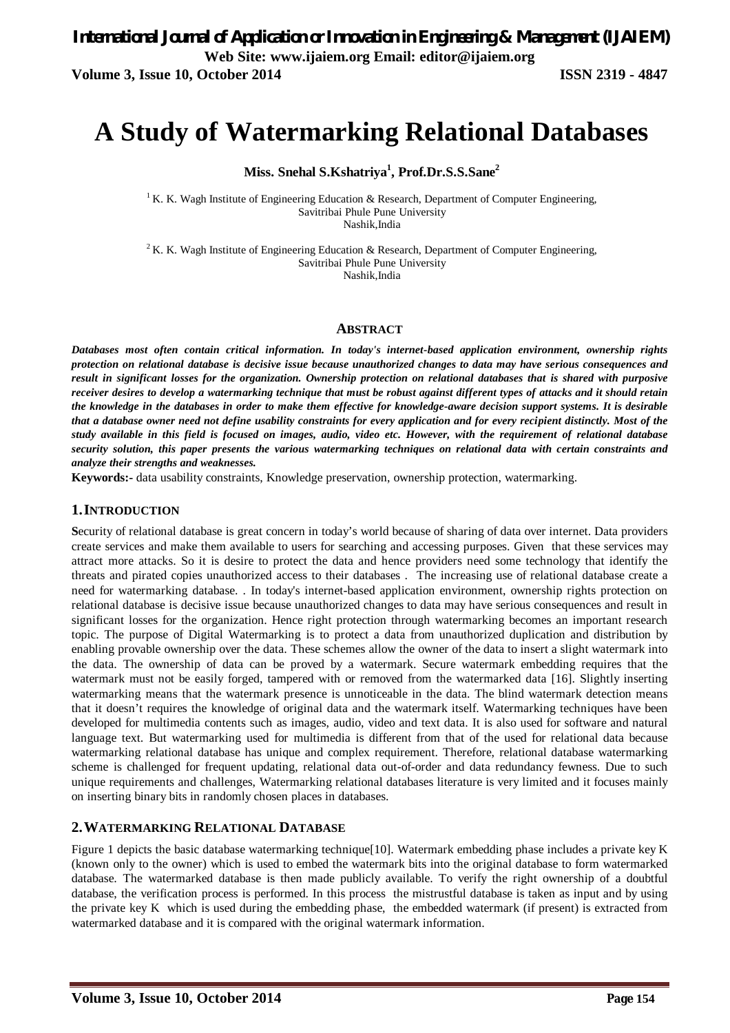# A Study of Watermarking Relational Databases

**Miss. Snehal S.Kshatriya[1], Prof.Dr.S.S.Sane[2]**

[1] K. K. Wagh Institute of Engineering Education & Research, Department of Computer Engineering, Savitribai Phule Pune University Nashik,India

[2] K. K. Wagh Institute of Engineering Education & Research, Department of Computer Engineering, Savitribai Phule Pune University Nashik,India

## ABSTRACT

***Databases most often contain critical information. In today's internet-based application environment, ownership rights protection on relational database is decisive issue because unauthorized changes to data may have serious consequences and result in significant losses for the organization. Ownership protection on relational databases that is shared with purposive receiver desires to develop a watermarking technique that must be robust against different types of attacks and it should retain the knowledge in the databases in order to make them effective for knowledge-aware decision support systems. It is desirable that a database owner need not define usability constraints for every application and for every recipient distinctly. Most of the study available in this field is focused on images, audio, video etc. However, with the requirement of relational database security solution, this paper presents the various watermarking techniques on relational data with certain constraints and analyze their strengths and weaknesses.***

**Keywords:-** data usability constraints, Knowledge preservation, ownership protection, watermarking.

## 1. INTRODUCTION

**S**ecurity of relational database is great concern in today's world because of sharing of data over internet. Data providers create services and make them available to users for searching and accessing purposes. Given that these services may attract more attacks. So it is desire to protect the data and hence providers need some technology that identify the threats and pirated copies unauthorized access to their databases . The increasing use of relational database create a need for watermarking database. . In today's internet-based application environment, ownership rights protection on relational database is decisive issue because unauthorized changes to data may have serious consequences and result in significant losses for the organization. Hence right protection through watermarking becomes an important research topic. The purpose of Digital Watermarking is to protect a data from unauthorized duplication and distribution by enabling provable ownership over the data. These schemes allow the owner of the data to insert a slight watermark into the data. The ownership of data can be proved by a watermark. Secure watermark embedding requires that the watermark must not be easily forged, tampered with or removed from the watermarked data [16]. Slightly inserting watermarking means that the watermark presence is unnoticeable in the data. The blind watermark detection means that it doesn't requires the knowledge of original data and the watermark itself. Watermarking techniques have been developed for multimedia contents such as images, audio, video and text data. It is also used for software and natural language text. But watermarking used for multimedia is different from that of the used for relational data because watermarking relational database has unique and complex requirement. Therefore, relational database watermarking scheme is challenged for frequent updating, relational data out-of-order and data redundancy fewness. Due to such unique requirements and challenges, Watermarking relational databases literature is very limited and it focuses mainly on inserting binary bits in randomly chosen places in databases.

## 2. WATERMARKING RELATIONAL DATABASE

Figure 1 depicts the basic database watermarking technique[10]. Watermark embedding phase includes a private key K (known only to the owner) which is used to embed the watermark bits into the original database to form watermarked database. The watermarked database is then made publicly available. To verify the right ownership of a doubtful database, the verification process is performed. In this process the mistrustful database is taken as input and by using the private key K which is used during the embedding phase, the embedded watermark (if present) is extracted from watermarked database and it is compared with the original watermark information.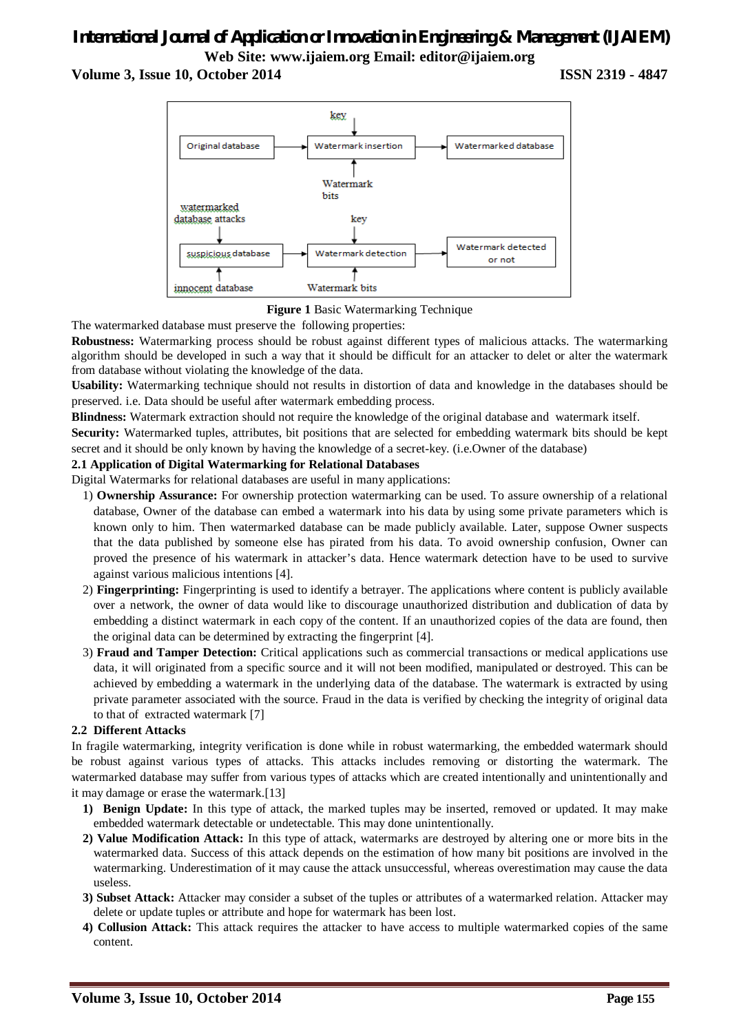**Figure 1** Basic Watermarking Technique

The watermarked database must preserve the following properties:

**Robustness:** Watermarking process should be robust against different types of malicious attacks. The watermarking algorithm should be developed in such a way that it should be difficult for an attacker to delet or alter the watermark from database without violating the knowledge of the data.

**Usability:** Watermarking technique should not results in distortion of data and knowledge in the databases should be preserved. i.e. Data should be useful after watermark embedding process.

**Blindness:** Watermark extraction should not require the knowledge of the original database and watermark itself.

**Security:** Watermarked tuples, attributes, bit positions that are selected for embedding watermark bits should be kept secret and it should be only known by having the knowledge of a secret-key. (i.e.Owner of the database)

### 2.1 Application of Digital Watermarking for Relational Databases

Digital Watermarks for relational databases are useful in many applications:

1) **Ownership Assurance:** For ownership protection watermarking can be used. To assure ownership of a relational database, Owner of the database can embed a watermark into his data by using some private parameters which is known only to him. Then watermarked database can be made publicly available. Later, suppose Owner suspects that the data published by someone else has pirated from his data. To avoid ownership confusion, Owner can proved the presence of his watermark in attacker's data. Hence watermark detection have to be used to survive against various malicious intentions [4].
2) **Fingerprinting:** Fingerprinting is used to identify a betrayer. The applications where content is publicly available over a network, the owner of data would like to discourage unauthorized distribution and dublication of data by embedding a distinct watermark in each copy of the content. If an unauthorized copies of the data are found, then the original data can be determined by extracting the fingerprint [4].
3) **Fraud and Tamper Detection:** Critical applications such as commercial transactions or medical applications use data, it will originated from a specific source and it will not been modified, manipulated or destroyed. This can be achieved by embedding a watermark in the underlying data of the database. The watermark is extracted by using private parameter associated with the source. Fraud in the data is verified by checking the integrity of original data to that of extracted watermark [7]

### 2.2 Different Attacks

In fragile watermarking, integrity verification is done while in robust watermarking, the embedded watermark should be robust against various types of attacks. This attacks includes removing or distorting the watermark. The watermarked database may suffer from various types of attacks which are created intentionally and unintentionally and it may damage or erase the watermark.[13]

1) **Benign Update:** In this type of attack, the marked tuples may be inserted, removed or updated. It may make embedded watermark detectable or undetectable. This may done unintentionally.
2) **Value Modification Attack:** In this type of attack, watermarks are destroyed by altering one or more bits in the watermarked data. Success of this attack depends on the estimation of how many bit positions are involved in the watermarking. Underestimation of it may cause the attack unsuccessful, whereas overestimation may cause the data useless.
3) **Subset Attack:** Attacker may consider a subset of the tuples or attributes of a watermarked relation. Attacker may delete or update tuples or attribute and hope for watermark has been lost.
4) **Collusion Attack:** This attack requires the attacker to have access to multiple watermarked copies of the same content.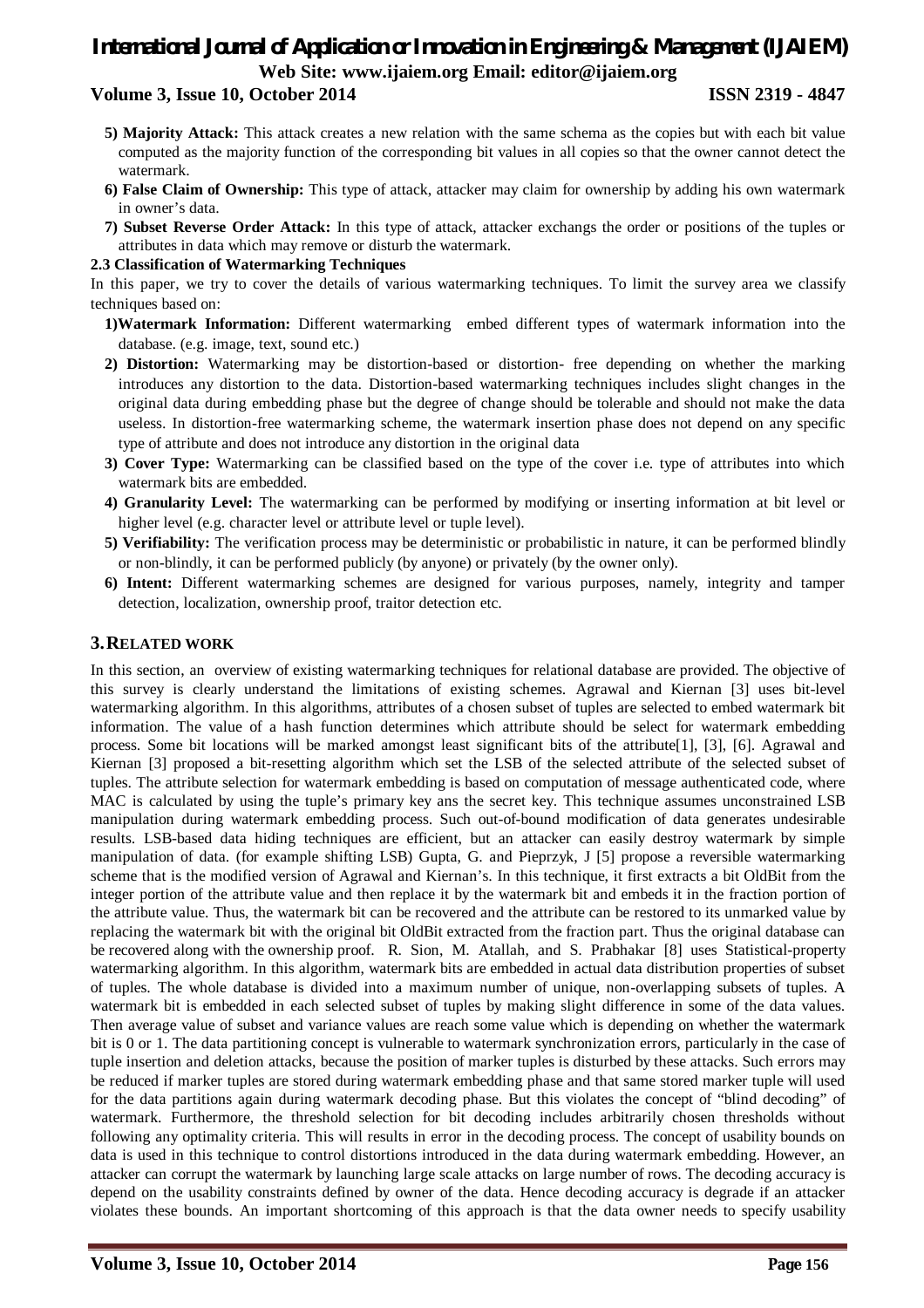**5) Majority Attack:** This attack creates a new relation with the same schema as the copies but with each bit value computed as the majority function of the corresponding bit values in all copies so that the owner cannot detect the watermark.

**6) False Claim of Ownership:** This type of attack, attacker may claim for ownership by adding his own watermark in owner's data.

**7) Subset Reverse Order Attack:** In this type of attack, attacker exchangs the order or positions of the tuples or attributes in data which may remove or disturb the watermark.

**2.3 Classification of Watermarking Techniques**

In this paper, we try to cover the details of various watermarking techniques. To limit the survey area we classify techniques based on:

**1)Watermark Information:** Different watermarking embed different types of watermark information into the database. (e.g. image, text, sound etc.)

**2) Distortion:** Watermarking may be distortion-based or distortion- free depending on whether the marking introduces any distortion to the data. Distortion-based watermarking techniques includes slight changes in the original data during embedding phase but the degree of change should be tolerable and should not make the data useless. In distortion-free watermarking scheme, the watermark insertion phase does not depend on any specific type of attribute and does not introduce any distortion in the original data

**3) Cover Type:** Watermarking can be classified based on the type of the cover i.e. type of attributes into which watermark bits are embedded.

**4) Granularity Level:** The watermarking can be performed by modifying or inserting information at bit level or higher level (e.g. character level or attribute level or tuple level).

**5) Verifiability:** The verification process may be deterministic or probabilistic in nature, it can be performed blindly or non-blindly, it can be performed publicly (by anyone) or privately (by the owner only).

**6) Intent:** Different watermarking schemes are designed for various purposes, namely, integrity and tamper detection, localization, ownership proof, traitor detection etc.

## 3. RELATED WORK

In this section, an overview of existing watermarking techniques for relational database are provided. The objective of this survey is clearly understand the limitations of existing schemes. Agrawal and Kiernan [3] uses bit-level watermarking algorithm. In this algorithms, attributes of a chosen subset of tuples are selected to embed watermark bit information. The value of a hash function determines which attribute should be select for watermark embedding process. Some bit locations will be marked amongst least significant bits of the attribute[1], [3], [6]. Agrawal and Kiernan [3] proposed a bit-resetting algorithm which set the LSB of the selected attribute of the selected subset of tuples. The attribute selection for watermark embedding is based on computation of message authenticated code, where MAC is calculated by using the tuple's primary key ans the secret key. This technique assumes unconstrained LSB manipulation during watermark embedding process. Such out-of-bound modification of data generates undesirable results. LSB-based data hiding techniques are efficient, but an attacker can easily destroy watermark by simple manipulation of data. (for example shifting LSB) Gupta, G. and Pieprzyk, J [5] propose a reversible watermarking scheme that is the modified version of Agrawal and Kiernan's. In this technique, it first extracts a bit OldBit from the integer portion of the attribute value and then replace it by the watermark bit and embeds it in the fraction portion of the attribute value. Thus, the watermark bit can be recovered and the attribute can be restored to its unmarked value by replacing the watermark bit with the original bit OldBit extracted from the fraction part. Thus the original database can be recovered along with the ownership proof. R. Sion, M. Atallah, and S. Prabhakar [8] uses Statistical-property watermarking algorithm. In this algorithm, watermark bits are embedded in actual data distribution properties of subset of tuples. The whole database is divided into a maximum number of unique, non-overlapping subsets of tuples. A watermark bit is embedded in each selected subset of tuples by making slight difference in some of the data values. Then average value of subset and variance values are reach some value which is depending on whether the watermark bit is 0 or 1. The data partitioning concept is vulnerable to watermark synchronization errors, particularly in the case of tuple insertion and deletion attacks, because the position of marker tuples is disturbed by these attacks. Such errors may be reduced if marker tuples are stored during watermark embedding phase and that same stored marker tuple will used for the data partitions again during watermark decoding phase. But this violates the concept of "blind decoding" of watermark. Furthermore, the threshold selection for bit decoding includes arbitrarily chosen thresholds without following any optimality criteria. This will results in error in the decoding process. The concept of usability bounds on data is used in this technique to control distortions introduced in the data during watermark embedding. However, an attacker can corrupt the watermark by launching large scale attacks on large number of rows. The decoding accuracy is depend on the usability constraints defined by owner of the data. Hence decoding accuracy is degrade if an attacker violates these bounds. An important shortcoming of this approach is that the data owner needs to specify usability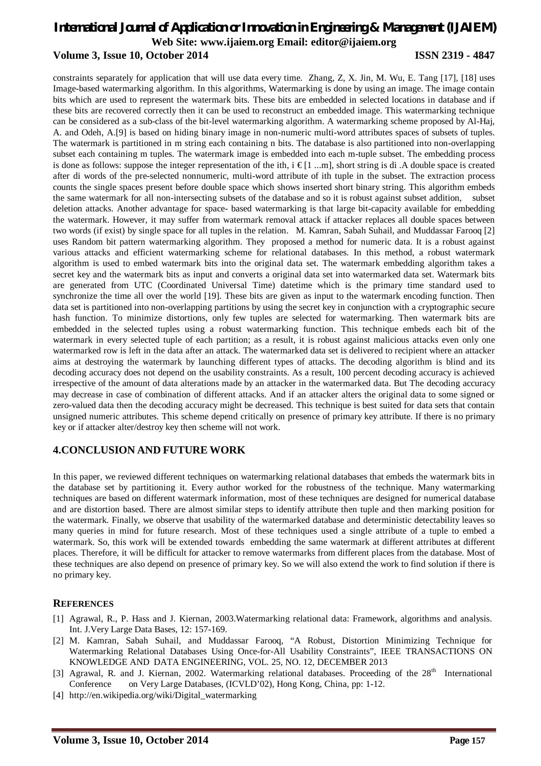constraints separately for application that will use data every time. Zhang, Z, X. Jin, M. Wu, E. Tang [17], [18] uses Image-based watermarking algorithm. In this algorithms, Watermarking is done by using an image. The image contain bits which are used to represent the watermark bits. These bits are embedded in selected locations in database and if these bits are recovered correctly then it can be used to reconstruct an embedded image. This watermarking technique can be considered as a sub-class of the bit-level watermarking algorithm. A watermarking scheme proposed by Al-Haj, A. and Odeh, A.[9] is based on hiding binary image in non-numeric multi-word attributes spaces of subsets of tuples. The watermark is partitioned in m string each containing n bits. The database is also partitioned into non-overlapping subset each containing m tuples. The watermark image is embedded into each m-tuple subset. The embedding process is done as follows: suppose the integer representation of the ith, $i \in [1 ...m]$, short string is $d_i$ .A double space is created after $d_i$ words of the pre-selected nonnumeric, multi-word attribute of ith tuple in the subset. The extraction process counts the single spaces present before double space which shows inserted short binary string. This algorithm embeds the same watermark for all non-intersecting subsets of the database and so it is robust against subset addition, subset deletion attacks. Another advantage for space- based watermarking is that large bit-capacity available for embedding the watermark. However, it may suffer from watermark removal attack if attacker replaces all double spaces between two words (if exist) by single space for all tuples in the relation. M. Kamran, Sabah Suhail, and Muddassar Farooq [2] uses Random bit pattern watermarking algorithm. They proposed a method for numeric data. It is a robust against various attacks and efficient watermarking scheme for relational databases. In this method, a robust watermark algorithm is used to embed watermark bits into the original data set. The watermark embedding algorithm takes a secret key and the watermark bits as input and converts a original data set into watermarked data set. Watermark bits are generated from UTC (Coordinated Universal Time) datetime which is the primary time standard used to synchronize the time all over the world [19]. These bits are given as input to the watermark encoding function. Then data set is partitioned into non-overlapping partitions by using the secret key in conjunction with a cryptographic secure hash function. To minimize distortions, only few tuples are selected for watermarking. Then watermark bits are embedded in the selected tuples using a robust watermarking function. This technique embeds each bit of the watermark in every selected tuple of each partition; as a result, it is robust against malicious attacks even only one watermarked row is left in the data after an attack. The watermarked data set is delivered to recipient where an attacker aims at destroying the watermark by launching different types of attacks. The decoding algorithm is blind and its decoding accuracy does not depend on the usability constraints. As a result, 100 percent decoding accuracy is achieved irrespective of the amount of data alterations made by an attacker in the watermarked data. But The decoding accuracy may decrease in case of combination of different attacks. And if an attacker alters the original data to some signed or zero-valued data then the decoding accuracy might be decreased. This technique is best suited for data sets that contain unsigned numeric attributes. This scheme depend critically on presence of primary key attribute. If there is no primary key or if attacker alter/destroy key then scheme will not work.

## 4.CONCLUSION AND FUTURE WORK

In this paper, we reviewed different techniques on watermarking relational databases that embeds the watermark bits in the database set by partitioning it. Every author worked for the robustness of the technique. Many watermarking techniques are based on different watermark information, most of these techniques are designed for numerical database and are distortion based. There are almost similar steps to identify attribute then tuple and then marking position for the watermark. Finally, we observe that usability of the watermarked database and deterministic detectability leaves so many queries in mind for future research. Most of these techniques used a single attribute of a tuple to embed a watermark. So, this work will be extended towards embedding the same watermark at different attributes at different places. Therefore, it will be difficult for attacker to remove watermarks from different places from the database. Most of these techniques are also depend on presence of primary key. So we will also extend the work to find solution if there is no primary key.

## REFERENCES

[1] Agrawal, R., P. Hass and J. Kiernan, 2003.Watermarking relational data: Framework, algorithms and analysis. Int. J.Very Large Data Bases, 12: 157-169.

[2] M. Kamran, Sabah Suhail, and Muddassar Farooq, "A Robust, Distortion Minimizing Technique for Watermarking Relational Databases Using Once-for-All Usability Constraints", IEEE TRANSACTIONS ON KNOWLEDGE AND DATA ENGINEERING, VOL. 25, NO. 12, DECEMBER 2013

[3] Agrawal, R. and J. Kiernan, 2002. Watermarking relational databases. Proceeding of the 28th International Conference on Very Large Databases, (ICVLD'02), Hong Kong, China, pp: 1-12.

[4] http://en.wikipedia.org/wiki/Digital_watermarking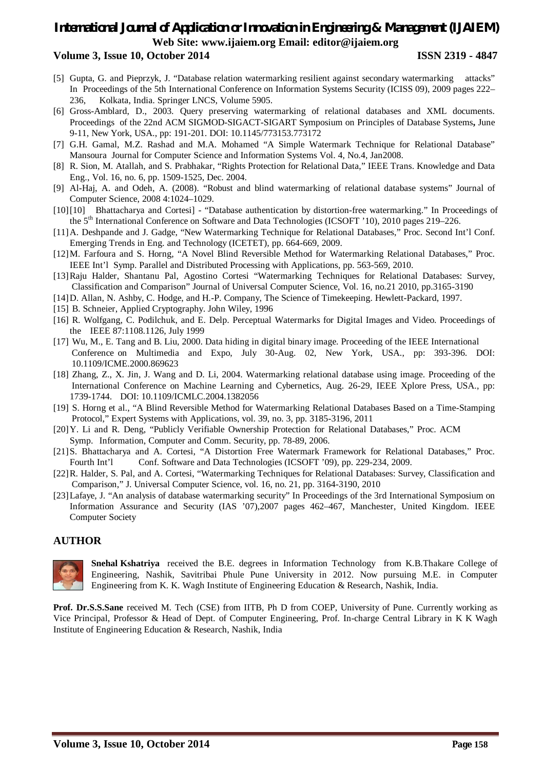[5] Gupta, G. and Pieprzyk, J. "Database relation watermarking resilient against secondary watermarking attacks" In Proceedings of the 5th International Conference on Information Systems Security (ICISS 09), 2009 pages 222–236, Kolkata, India. Springer LNCS, Volume 5905.

[6] Gross-Amblard, D., 2003. Query preserving watermarking of relational databases and XML documents. Proceedings of the 22nd ACM SIGMOD-SIGACT-SIGART Symposium on Principles of Database Systems**,** June 9-11, New York, USA., pp: 191-201. DOI: 10.1145/773153.773172

[7] G.H. Gamal, M.Z. Rashad and M.A. Mohamed "A Simple Watermark Technique for Relational Database" Mansoura Journal for Computer Science and Information Systems Vol. 4, No.4, Jan2008.

[8] R. Sion, M. Atallah, and S. Prabhakar, "Rights Protection for Relational Data," IEEE Trans. Knowledge and Data Eng., Vol. 16, no. 6, pp. 1509-1525, Dec. 2004.

[9] Al-Haj, A. and Odeh, A. (2008). "Robust and blind watermarking of relational database systems" Journal of Computer Science, 2008 4:1024–1029.

[10] [10] Bhattacharya and Cortesi] - "Database authentication by distortion-free watermarking." In Proceedings of the 5th International Conference on Software and Data Technologies (ICSOFT '10), 2010 pages 219–226.

[11] A. Deshpande and J. Gadge, "New Watermarking Technique for Relational Databases," Proc. Second Int'l Conf. Emerging Trends in Eng. and Technology (ICETET), pp. 664-669, 2009.

[12] M. Farfoura and S. Horng, "A Novel Blind Reversible Method for Watermarking Relational Databases," Proc. IEEE Int'l Symp. Parallel and Distributed Processing with Applications, pp. 563-569, 2010.

[13] Raju Halder, Shantanu Pal, Agostino Cortesi "Watermarking Techniques for Relational Databases: Survey, Classification and Comparison" Journal of Universal Computer Science, Vol. 16, no.21 2010, pp.3165-3190

[14] D. Allan, N. Ashby, C. Hodge, and H.-P. Company, The Science of Timekeeping. Hewlett-Packard, 1997.

[15] B. Schneier, Applied Cryptography. John Wiley, 1996

[16] R. Wolfgang, C. Podilchuk, and E. Delp. Perceptual Watermarks for Digital Images and Video. Proceedings of the IEEE 87:1108.1126, July 1999

[17] Wu, M., E. Tang and B. Liu, 2000. Data hiding in digital binary image. Proceeding of the IEEE International Conference on Multimedia and Expo, July 30-Aug. 02, New York, USA., pp: 393-396. DOI: 10.1109/ICME.2000.869623

[18] Zhang, Z., X. Jin, J. Wang and D. Li, 2004. Watermarking relational database using image. Proceeding of the International Conference on Machine Learning and Cybernetics, Aug. 26-29, IEEE Xplore Press, USA., pp: 1739-1744. DOI: 10.1109/ICMLC.2004.1382056

[19] S. Horng et al., "A Blind Reversible Method for Watermarking Relational Databases Based on a Time-Stamping Protocol," Expert Systems with Applications, vol. 39, no. 3, pp. 3185-3196, 2011

[20] Y. Li and R. Deng, "Publicly Verifiable Ownership Protection for Relational Databases," Proc. ACM Symp. Information, Computer and Comm. Security, pp. 78-89, 2006.

[21] S. Bhattacharya and A. Cortesi, "A Distortion Free Watermark Framework for Relational Databases," Proc. Fourth Int'l Conf. Software and Data Technologies (ICSOFT '09), pp. 229-234, 2009.

[22] R. Halder, S. Pal, and A. Cortesi, "Watermarking Techniques for Relational Databases: Survey, Classification and Comparison," J. Universal Computer Science, vol. 16, no. 21, pp. 3164-3190, 2010

[23] Lafaye, J. "An analysis of database watermarking security" In Proceedings of the 3rd International Symposium on Information Assurance and Security (IAS '07),2007 pages 462–467, Manchester, United Kingdom. IEEE Computer Society

## AUTHOR

**Snehal Kshatriya** received the B.E. degrees in Information Technology from K.B.Thakare College of Engineering, Nashik, Savitribai Phule Pune University in 2012. Now pursuing M.E. in Computer Engineering from K. K. Wagh Institute of Engineering Education & Research, Nashik, India.

**Prof. Dr.S.S.Sane** received M. Tech (CSE) from IITB, Ph D from COEP, University of Pune. Currently working as Vice Principal, Professor & Head of Dept. of Computer Engineering, Prof. In-charge Central Library in K K Wagh Institute of Engineering Education & Research, Nashik, India